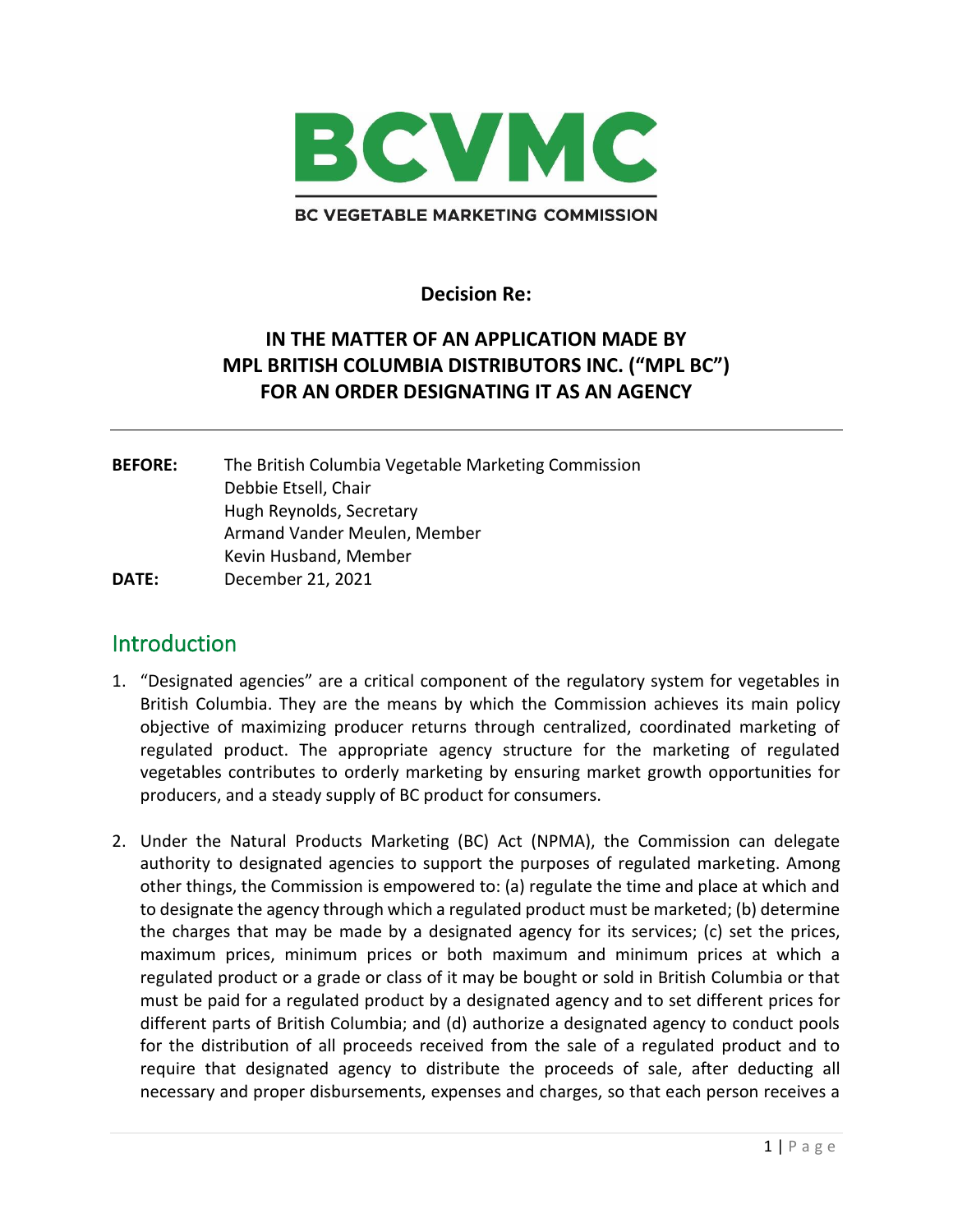# BCVMC

BC VEGETABLE MARKETING COMMISSION

**Decision Re:**

## IN THE MATTER OF AN APPLICATION MADE BY MPL BRITISH COLUMBIA DISTRIBUTORS INC. ("MPL BC") FOR AN ORDER DESIGNATING IT AS AN AGENCY

---

**BEFORE:** The British Columbia Vegetable Marketing Commission
Debbie Etsell, Chair
Hugh Reynolds, Secretary
Armand Vander Meulen, Member
Kevin Husband, Member

**DATE:** December 21, 2021

## Introduction

1. "Designated agencies" are a critical component of the regulatory system for vegetables in British Columbia. They are the means by which the Commission achieves its main policy objective of maximizing producer returns through centralized, coordinated marketing of regulated product. The appropriate agency structure for the marketing of regulated vegetables contributes to orderly marketing by ensuring market growth opportunities for producers, and a steady supply of BC product for consumers.

2. Under the Natural Products Marketing (BC) Act (NPMA), the Commission can delegate authority to designated agencies to support the purposes of regulated marketing. Among other things, the Commission is empowered to: (a) regulate the time and place at which and to designate the agency through which a regulated product must be marketed; (b) determine the charges that may be made by a designated agency for its services; (c) set the prices, maximum prices, minimum prices or both maximum and minimum prices at which a regulated product or a grade or class of it may be bought or sold in British Columbia or that must be paid for a regulated product by a designated agency and to set different prices for different parts of British Columbia; and (d) authorize a designated agency to conduct pools for the distribution of all proceeds received from the sale of a regulated product and to require that designated agency to distribute the proceeds of sale, after deducting all necessary and proper disbursements, expenses and charges, so that each person receives a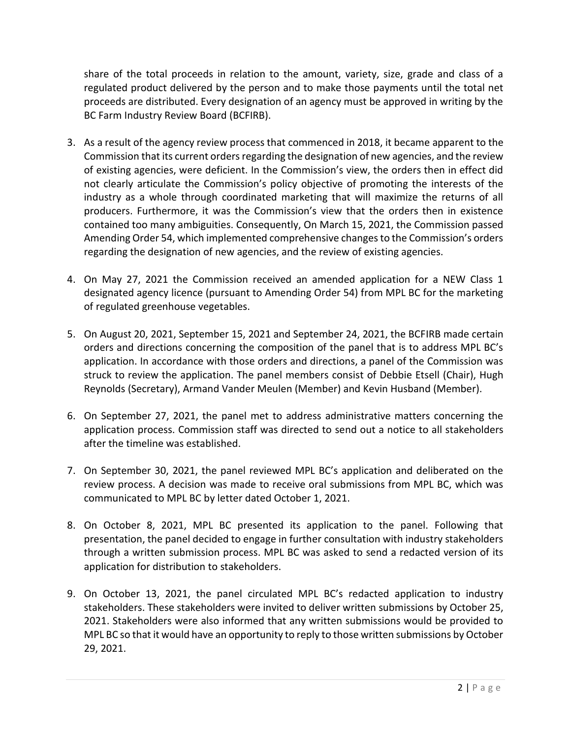share of the total proceeds in relation to the amount, variety, size, grade and class of a regulated product delivered by the person and to make those payments until the total net proceeds are distributed. Every designation of an agency must be approved in writing by the BC Farm Industry Review Board (BCFIRB).

3. As a result of the agency review process that commenced in 2018, it became apparent to the Commission that its current orders regarding the designation of new agencies, and the review of existing agencies, were deficient. In the Commission's view, the orders then in effect did not clearly articulate the Commission's policy objective of promoting the interests of the industry as a whole through coordinated marketing that will maximize the returns of all producers. Furthermore, it was the Commission's view that the orders then in existence contained too many ambiguities. Consequently, On March 15, 2021, the Commission passed Amending Order 54, which implemented comprehensive changes to the Commission's orders regarding the designation of new agencies, and the review of existing agencies.

4. On May 27, 2021 the Commission received an amended application for a NEW Class 1 designated agency licence (pursuant to Amending Order 54) from MPL BC for the marketing of regulated greenhouse vegetables.

5. On August 20, 2021, September 15, 2021 and September 24, 2021, the BCFIRB made certain orders and directions concerning the composition of the panel that is to address MPL BC's application. In accordance with those orders and directions, a panel of the Commission was struck to review the application. The panel members consist of Debbie Etsell (Chair), Hugh Reynolds (Secretary), Armand Vander Meulen (Member) and Kevin Husband (Member).

6. On September 27, 2021, the panel met to address administrative matters concerning the application process. Commission staff was directed to send out a notice to all stakeholders after the timeline was established.

7. On September 30, 2021, the panel reviewed MPL BC's application and deliberated on the review process. A decision was made to receive oral submissions from MPL BC, which was communicated to MPL BC by letter dated October 1, 2021.

8. On October 8, 2021, MPL BC presented its application to the panel. Following that presentation, the panel decided to engage in further consultation with industry stakeholders through a written submission process. MPL BC was asked to send a redacted version of its application for distribution to stakeholders.

9. On October 13, 2021, the panel circulated MPL BC's redacted application to industry stakeholders. These stakeholders were invited to deliver written submissions by October 25, 2021. Stakeholders were also informed that any written submissions would be provided to MPL BC so that it would have an opportunity to reply to those written submissions by October 29, 2021.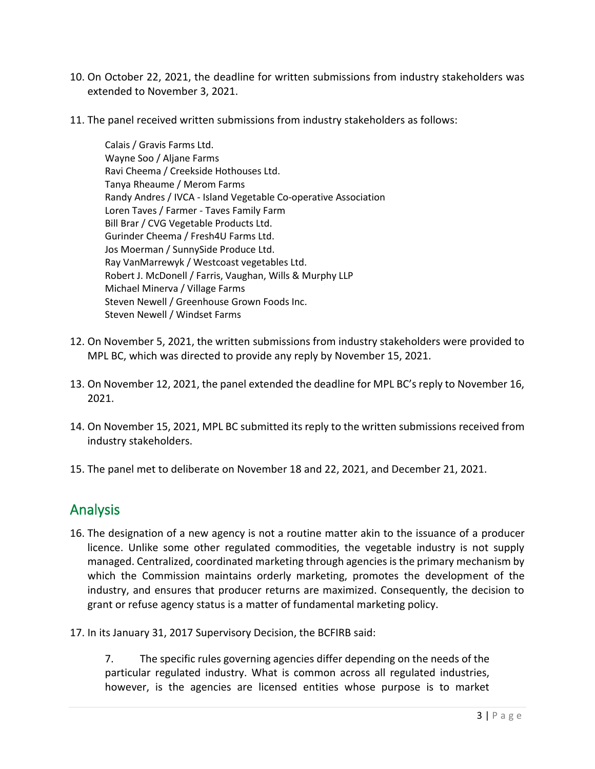10. On October 22, 2021, the deadline for written submissions from industry stakeholders was extended to November 3, 2021.

11. The panel received written submissions from industry stakeholders as follows:

    Calais / Gravis Farms Ltd.
    Wayne Soo / Aljane Farms
    Ravi Cheema / Creekside Hothouses Ltd.
    Tanya Rheaume / Merom Farms
    Randy Andres / IVCA - Island Vegetable Co-operative Association
    Loren Taves / Farmer - Taves Family Farm
    Bill Brar / CVG Vegetable Products Ltd.
    Gurinder Cheema / Fresh4U Farms Ltd.
    Jos Moerman / SunnySide Produce Ltd.
    Ray VanMarrewyk / Westcoast vegetables Ltd.
    Robert J. McDonell / Farris, Vaughan, Wills & Murphy LLP
    Michael Minerva / Village Farms
    Steven Newell / Greenhouse Grown Foods Inc.
    Steven Newell / Windset Farms

12. On November 5, 2021, the written submissions from industry stakeholders were provided to MPL BC, which was directed to provide any reply by November 15, 2021.

13. On November 12, 2021, the panel extended the deadline for MPL BC's reply to November 16, 2021.

14. On November 15, 2021, MPL BC submitted its reply to the written submissions received from industry stakeholders.

15. The panel met to deliberate on November 18 and 22, 2021, and December 21, 2021.

## Analysis

16. The designation of a new agency is not a routine matter akin to the issuance of a producer licence. Unlike some other regulated commodities, the vegetable industry is not supply managed. Centralized, coordinated marketing through agencies is the primary mechanism by which the Commission maintains orderly marketing, promotes the development of the industry, and ensures that producer returns are maximized. Consequently, the decision to grant or refuse agency status is a matter of fundamental marketing policy.

17. In its January 31, 2017 Supervisory Decision, the BCFIRB said:

    > 7. The specific rules governing agencies differ depending on the needs of the particular regulated industry. What is common across all regulated industries, however, is the agencies are licensed entities whose purpose is to market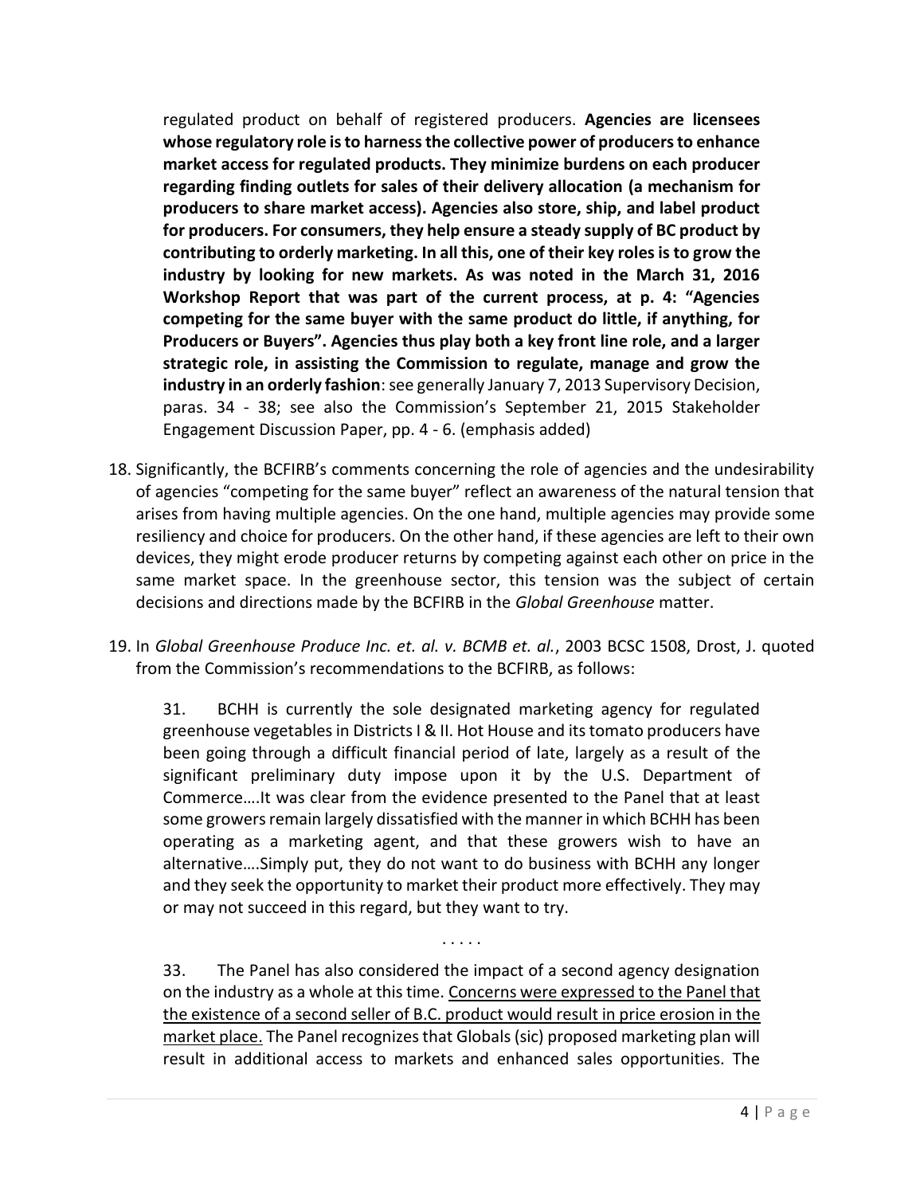regulated product on behalf of registered producers. **Agencies are licensees whose regulatory role is to harness the collective power of producers to enhance market access for regulated products. They minimize burdens on each producer regarding finding outlets for sales of their delivery allocation (a mechanism for producers to share market access). Agencies also store, ship, and label product for producers. For consumers, they help ensure a steady supply of BC product by contributing to orderly marketing. In all this, one of their key roles is to grow the industry by looking for new markets. As was noted in the March 31, 2016 Workshop Report that was part of the current process, at p. 4: "Agencies competing for the same buyer with the same product do little, if anything, for Producers or Buyers". Agencies thus play both a key front line role, and a larger strategic role, in assisting the Commission to regulate, manage and grow the industry in an orderly fashion**: see generally January 7, 2013 Supervisory Decision, paras. 34 - 38; see also the Commission's September 21, 2015 Stakeholder Engagement Discussion Paper, pp. 4 - 6. (emphasis added)

18. Significantly, the BCFIRB's comments concerning the role of agencies and the undesirability of agencies "competing for the same buyer" reflect an awareness of the natural tension that arises from having multiple agencies. On the one hand, multiple agencies may provide some resiliency and choice for producers. On the other hand, if these agencies are left to their own devices, they might erode producer returns by competing against each other on price in the same market space. In the greenhouse sector, this tension was the subject of certain decisions and directions made by the BCFIRB in the *Global Greenhouse* matter.

19. In *Global Greenhouse Produce Inc. et. al. v. BCMB et. al.*, 2003 BCSC 1508, Drost, J. quoted from the Commission's recommendations to the BCFIRB, as follows:

> 31. BCHH is currently the sole designated marketing agency for regulated greenhouse vegetables in Districts I & II. Hot House and its tomato producers have been going through a difficult financial period of late, largely as a result of the significant preliminary duty impose upon it by the U.S. Department of Commerce….It was clear from the evidence presented to the Panel that at least some growers remain largely dissatisfied with the manner in which BCHH has been operating as a marketing agent, and that these growers wish to have an alternative….Simply put, they do not want to do business with BCHH any longer and they seek the opportunity to market their product more effectively. They may or may not succeed in this regard, but they want to try.
>
> . . . . .
>
> 33. The Panel has also considered the impact of a second agency designation on the industry as a whole at this time. <u>Concerns were expressed to the Panel that the existence of a second seller of B.C. product would result in price erosion in the market place.</u> The Panel recognizes that Globals (sic) proposed marketing plan will result in additional access to markets and enhanced sales opportunities. The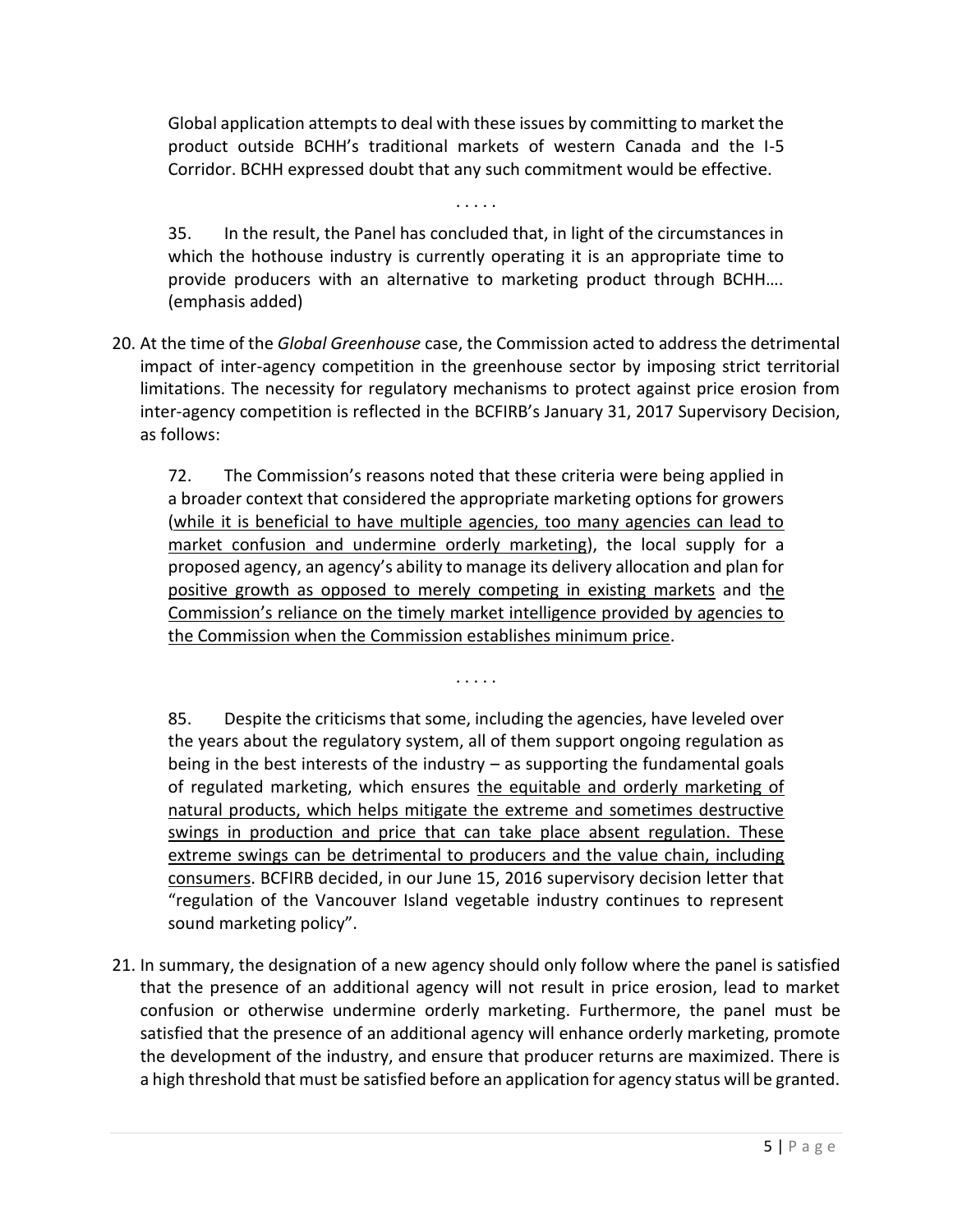> Global application attempts to deal with these issues by committing to market the product outside BCHH's traditional markets of western Canada and the I-5 Corridor. BCHH expressed doubt that any such commitment would be effective.
>
> . . . . .
>
> 35. In the result, the Panel has concluded that, in light of the circumstances in which the hothouse industry is currently operating it is an appropriate time to provide producers with an alternative to marketing product through BCHH…. (emphasis added)

20. At the time of the *Global Greenhouse* case, the Commission acted to address the detrimental impact of inter-agency competition in the greenhouse sector by imposing strict territorial limitations. The necessity for regulatory mechanisms to protect against price erosion from inter-agency competition is reflected in the BCFIRB's January 31, 2017 Supervisory Decision, as follows:

> 72. The Commission's reasons noted that these criteria were being applied in a broader context that considered the appropriate marketing options for growers (<u>while it is beneficial to have multiple agencies, too many agencies can lead to market confusion and undermine orderly marketing</u>), the local supply for a proposed agency, an agency's ability to manage its delivery allocation and plan for <u>positive growth as opposed to merely competing in existing markets</u> and <u>the Commission's reliance on the timely market intelligence provided by agencies to the Commission when the Commission establishes minimum price</u>.
>
> . . . . .
>
> 85. Despite the criticisms that some, including the agencies, have leveled over the years about the regulatory system, all of them support ongoing regulation as being in the best interests of the industry – as supporting the fundamental goals of regulated marketing, which ensures <u>the equitable and orderly marketing of natural products, which helps mitigate the extreme and sometimes destructive swings in production and price that can take place absent regulation. These extreme swings can be detrimental to producers and the value chain, including consumers</u>. BCFIRB decided, in our June 15, 2016 supervisory decision letter that "regulation of the Vancouver Island vegetable industry continues to represent sound marketing policy".

21. In summary, the designation of a new agency should only follow where the panel is satisfied that the presence of an additional agency will not result in price erosion, lead to market confusion or otherwise undermine orderly marketing. Furthermore, the panel must be satisfied that the presence of an additional agency will enhance orderly marketing, promote the development of the industry, and ensure that producer returns are maximized. There is a high threshold that must be satisfied before an application for agency status will be granted.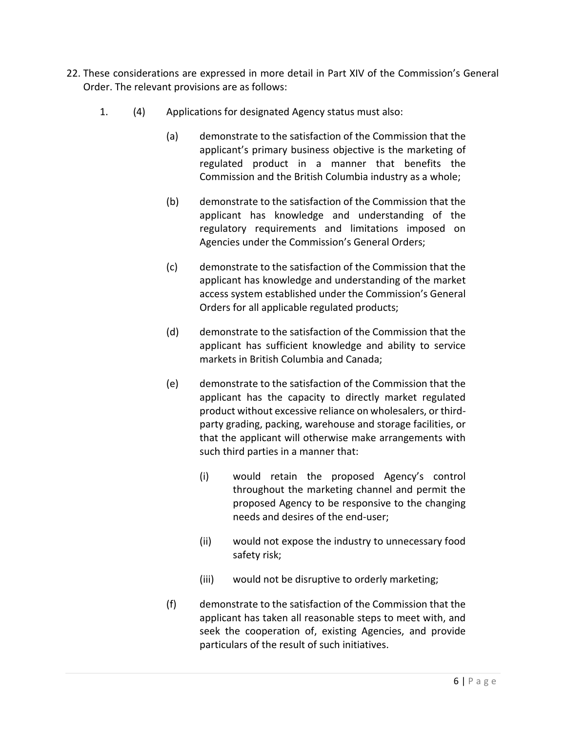22. These considerations are expressed in more detail in Part XIV of the Commission's General Order. The relevant provisions are as follows:

    1. (4) Applications for designated Agency status must also:

        (a) demonstrate to the satisfaction of the Commission that the applicant's primary business objective is the marketing of regulated product in a manner that benefits the Commission and the British Columbia industry as a whole;

        (b) demonstrate to the satisfaction of the Commission that the applicant has knowledge and understanding of the regulatory requirements and limitations imposed on Agencies under the Commission's General Orders;

        (c) demonstrate to the satisfaction of the Commission that the applicant has knowledge and understanding of the market access system established under the Commission's General Orders for all applicable regulated products;

        (d) demonstrate to the satisfaction of the Commission that the applicant has sufficient knowledge and ability to service markets in British Columbia and Canada;

        (e) demonstrate to the satisfaction of the Commission that the applicant has the capacity to directly market regulated product without excessive reliance on wholesalers, or third-party grading, packing, warehouse and storage facilities, or that the applicant will otherwise make arrangements with such third parties in a manner that:

            (i) would retain the proposed Agency's control throughout the marketing channel and permit the proposed Agency to be responsive to the changing needs and desires of the end-user;

            (ii) would not expose the industry to unnecessary food safety risk;

            (iii) would not be disruptive to orderly marketing;

        (f) demonstrate to the satisfaction of the Commission that the applicant has taken all reasonable steps to meet with, and seek the cooperation of, existing Agencies, and provide particulars of the result of such initiatives.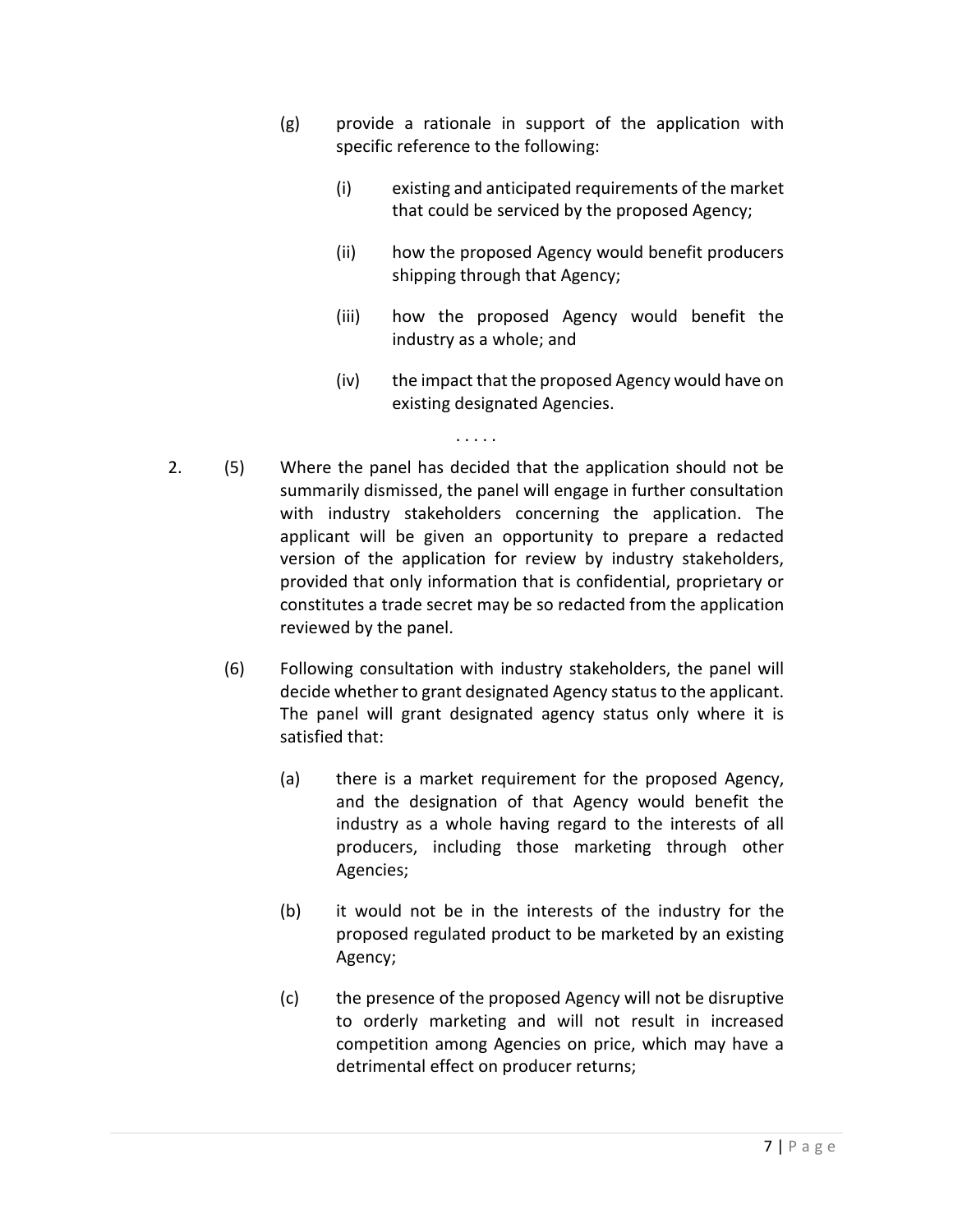(g) provide a rationale in support of the application with specific reference to the following:

  (i) existing and anticipated requirements of the market that could be serviced by the proposed Agency;

  (ii) how the proposed Agency would benefit producers shipping through that Agency;

  (iii) how the proposed Agency would benefit the industry as a whole; and

  (iv) the impact that the proposed Agency would have on existing designated Agencies.

. . . . .

2. (5) Where the panel has decided that the application should not be summarily dismissed, the panel will engage in further consultation with industry stakeholders concerning the application. The applicant will be given an opportunity to prepare a redacted version of the application for review by industry stakeholders, provided that only information that is confidential, proprietary or constitutes a trade secret may be so redacted from the application reviewed by the panel.

(6) Following consultation with industry stakeholders, the panel will decide whether to grant designated Agency status to the applicant. The panel will grant designated agency status only where it is satisfied that:

  (a) there is a market requirement for the proposed Agency, and the designation of that Agency would benefit the industry as a whole having regard to the interests of all producers, including those marketing through other Agencies;

  (b) it would not be in the interests of the industry for the proposed regulated product to be marketed by an existing Agency;

  (c) the presence of the proposed Agency will not be disruptive to orderly marketing and will not result in increased competition among Agencies on price, which may have a detrimental effect on producer returns;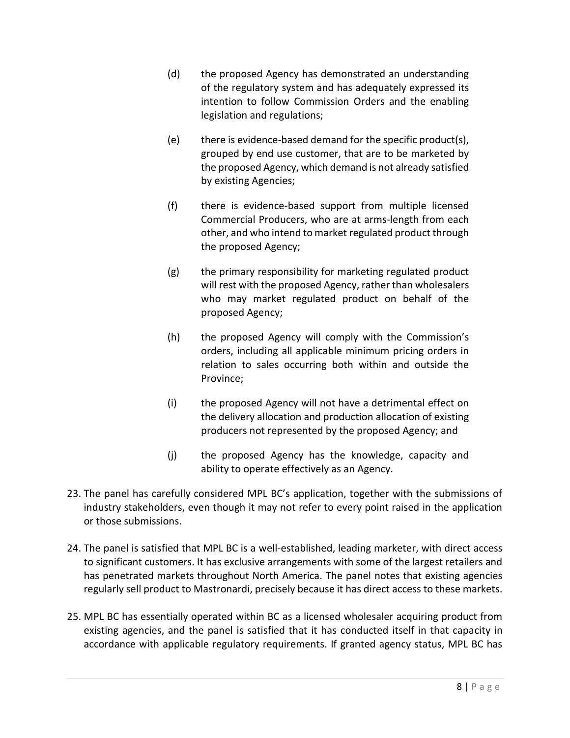(d) the proposed Agency has demonstrated an understanding of the regulatory system and has adequately expressed its intention to follow Commission Orders and the enabling legislation and regulations;

(e) there is evidence-based demand for the specific product(s), grouped by end use customer, that are to be marketed by the proposed Agency, which demand is not already satisfied by existing Agencies;

(f) there is evidence-based support from multiple licensed Commercial Producers, who are at arms-length from each other, and who intend to market regulated product through the proposed Agency;

(g) the primary responsibility for marketing regulated product will rest with the proposed Agency, rather than wholesalers who may market regulated product on behalf of the proposed Agency;

(h) the proposed Agency will comply with the Commission's orders, including all applicable minimum pricing orders in relation to sales occurring both within and outside the Province;

(i) the proposed Agency will not have a detrimental effect on the delivery allocation and production allocation of existing producers not represented by the proposed Agency; and

(j) the proposed Agency has the knowledge, capacity and ability to operate effectively as an Agency.

23. The panel has carefully considered MPL BC's application, together with the submissions of industry stakeholders, even though it may not refer to every point raised in the application or those submissions.

24. The panel is satisfied that MPL BC is a well-established, leading marketer, with direct access to significant customers. It has exclusive arrangements with some of the largest retailers and has penetrated markets throughout North America. The panel notes that existing agencies regularly sell product to Mastronardi, precisely because it has direct access to these markets.

25. MPL BC has essentially operated within BC as a licensed wholesaler acquiring product from existing agencies, and the panel is satisfied that it has conducted itself in that capacity in accordance with applicable regulatory requirements. If granted agency status, MPL BC has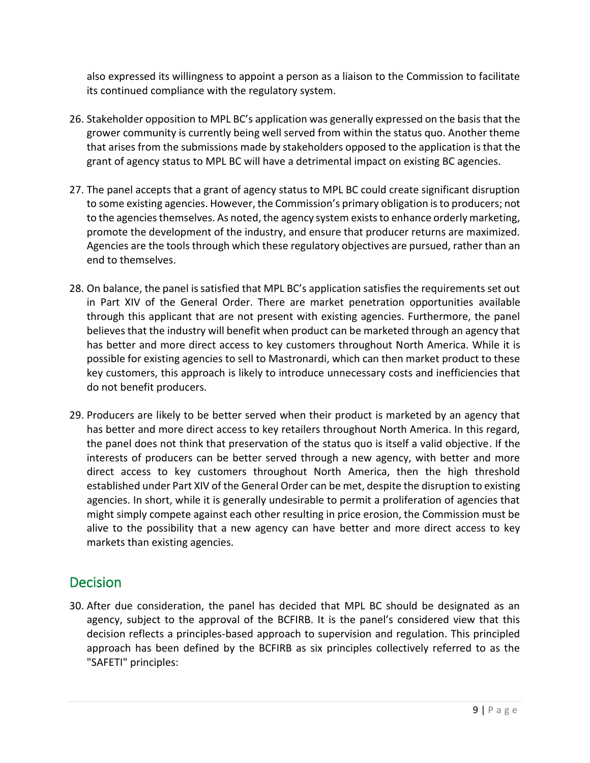also expressed its willingness to appoint a person as a liaison to the Commission to facilitate its continued compliance with the regulatory system.

26. Stakeholder opposition to MPL BC's application was generally expressed on the basis that the grower community is currently being well served from within the status quo. Another theme that arises from the submissions made by stakeholders opposed to the application is that the grant of agency status to MPL BC will have a detrimental impact on existing BC agencies.

27. The panel accepts that a grant of agency status to MPL BC could create significant disruption to some existing agencies. However, the Commission's primary obligation is to producers; not to the agencies themselves. As noted, the agency system exists to enhance orderly marketing, promote the development of the industry, and ensure that producer returns are maximized. Agencies are the tools through which these regulatory objectives are pursued, rather than an end to themselves.

28. On balance, the panel is satisfied that MPL BC's application satisfies the requirements set out in Part XIV of the General Order. There are market penetration opportunities available through this applicant that are not present with existing agencies. Furthermore, the panel believes that the industry will benefit when product can be marketed through an agency that has better and more direct access to key customers throughout North America. While it is possible for existing agencies to sell to Mastronardi, which can then market product to these key customers, this approach is likely to introduce unnecessary costs and inefficiencies that do not benefit producers.

29. Producers are likely to be better served when their product is marketed by an agency that has better and more direct access to key retailers throughout North America. In this regard, the panel does not think that preservation of the status quo is itself a valid objective. If the interests of producers can be better served through a new agency, with better and more direct access to key customers throughout North America, then the high threshold established under Part XIV of the General Order can be met, despite the disruption to existing agencies. In short, while it is generally undesirable to permit a proliferation of agencies that might simply compete against each other resulting in price erosion, the Commission must be alive to the possibility that a new agency can have better and more direct access to key markets than existing agencies.

## Decision

30. After due consideration, the panel has decided that MPL BC should be designated as an agency, subject to the approval of the BCFIRB. It is the panel's considered view that this decision reflects a principles-based approach to supervision and regulation. This principled approach has been defined by the BCFIRB as six principles collectively referred to as the "SAFETI" principles: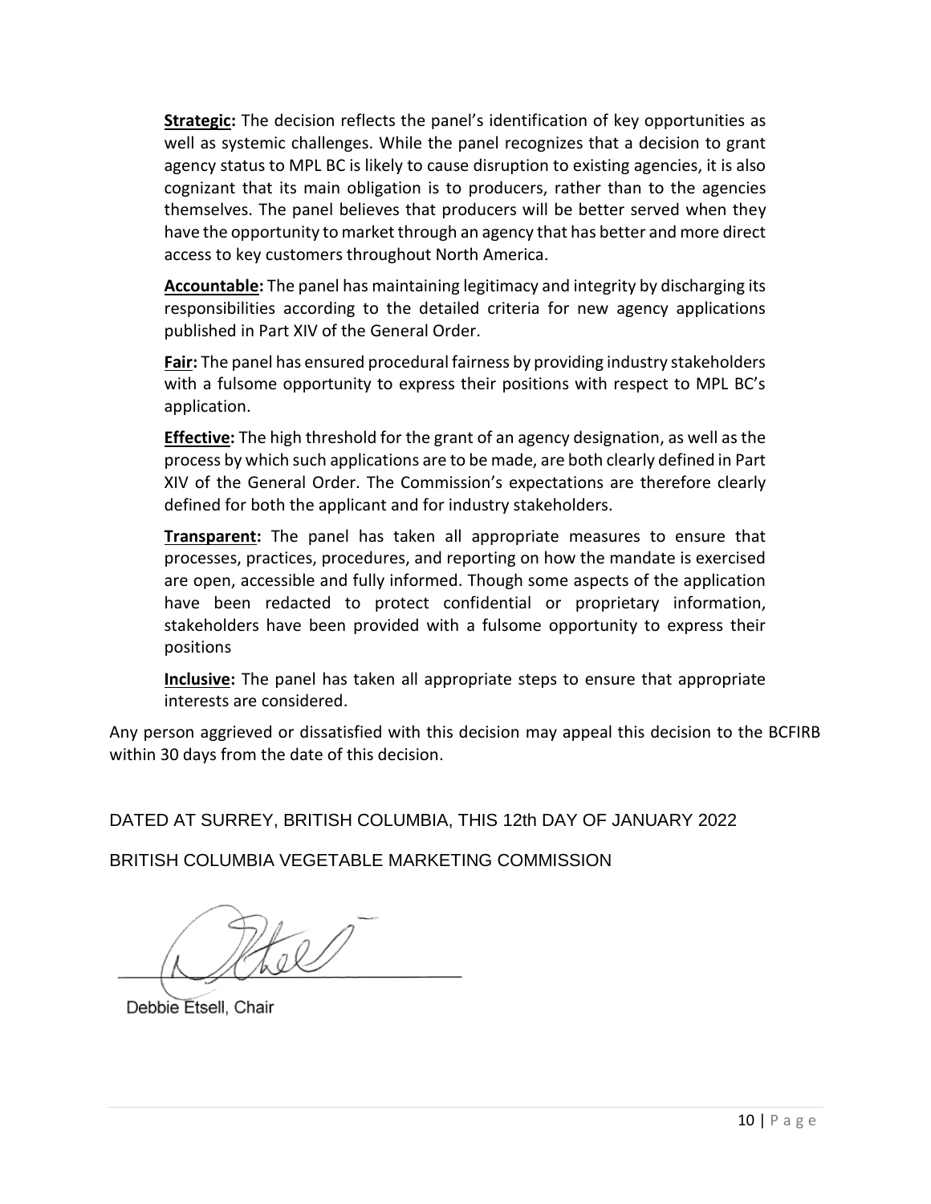**Strategic:** The decision reflects the panel's identification of key opportunities as well as systemic challenges. While the panel recognizes that a decision to grant agency status to MPL BC is likely to cause disruption to existing agencies, it is also cognizant that its main obligation is to producers, rather than to the agencies themselves. The panel believes that producers will be better served when they have the opportunity to market through an agency that has better and more direct access to key customers throughout North America.

**Accountable:** The panel has maintaining legitimacy and integrity by discharging its responsibilities according to the detailed criteria for new agency applications published in Part XIV of the General Order.

**Fair:** The panel has ensured procedural fairness by providing industry stakeholders with a fulsome opportunity to express their positions with respect to MPL BC's application.

**Effective:** The high threshold for the grant of an agency designation, as well as the process by which such applications are to be made, are both clearly defined in Part XIV of the General Order. The Commission's expectations are therefore clearly defined for both the applicant and for industry stakeholders.

**Transparent:** The panel has taken all appropriate measures to ensure that processes, practices, procedures, and reporting on how the mandate is exercised are open, accessible and fully informed. Though some aspects of the application have been redacted to protect confidential or proprietary information, stakeholders have been provided with a fulsome opportunity to express their positions

**Inclusive:** The panel has taken all appropriate steps to ensure that appropriate interests are considered.

Any person aggrieved or dissatisfied with this decision may appeal this decision to the BCFIRB within 30 days from the date of this decision.

DATED AT SURREY, BRITISH COLUMBIA, THIS 12th DAY OF JANUARY 2022

BRITISH COLUMBIA VEGETABLE MARKETING COMMISSION

Debbie Etsell, Chair